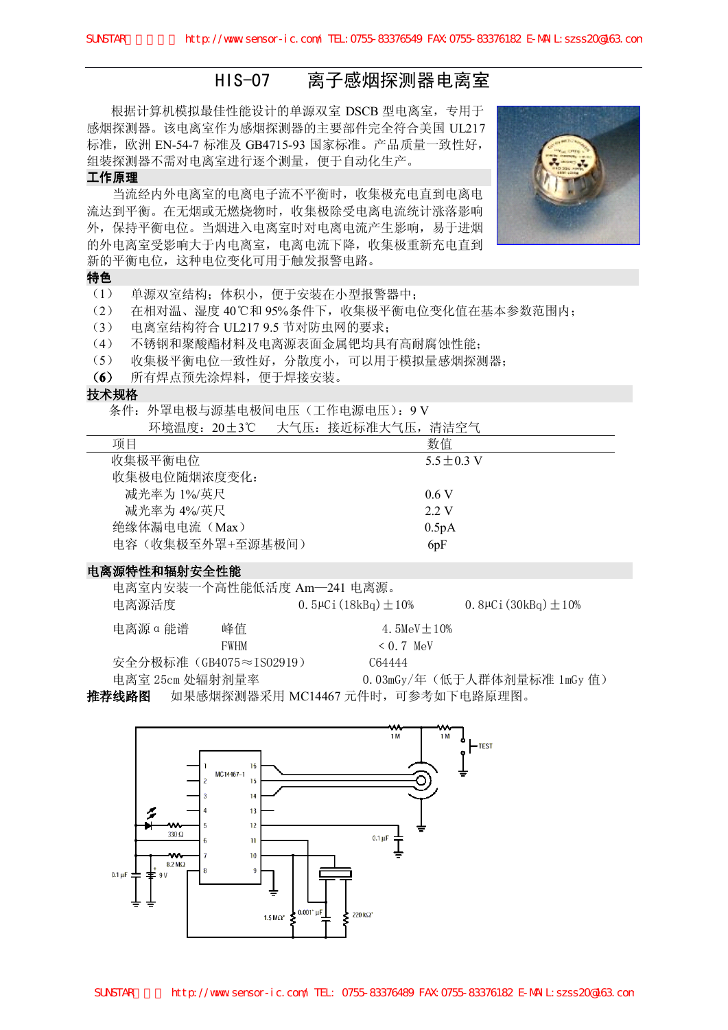# HIS-07　　离子感烟探测器电离室

根据计算机模拟最佳性能设计的单源双室 DSCB 型电离室，专用于感烟探测器。该电离室作为感烟探测器的主要部件完全符合美国 UL217 标准，欧洲 EN-54-7 标准及 GB4715-93 国家标准。产品质量一致性好，组装探测器不需对电离室进行逐个测量，便于自动化生产。

## 工作原理

当流经内外电离室的电离电子流不平衡时，收集极充电直到电离电流达到平衡。在无烟或无燃烧物时，收集极除受电离电流统计涨落影响外，保持平衡电位。当烟进入电离室时对电离电流产生影响，易于进烟的外电离室受影响大于内电离室，电离电流下降，收集极重新充电直到新的平衡电位，这种电位变化可用于触发报警电路。

## 特色

（1）　单源双室结构；体积小，便于安装在小型报警器中；

（2）　在相对温、湿度 40℃和 95%条件下，收集极平衡电位变化值在基本参数范围内；

（3）　电离室结构符合 UL217 9.5 节对防虫网的要求；

（4）　不锈钢和聚酸酯材料及电离源表面金属钯均具有高耐腐蚀性能；

（5）　收集极平衡电位一致性好，分散度小，可以用于模拟量感烟探测器；

**（6）**　所有焊点预先涂焊料，便于焊接安装。

## 技术规格

条件：外罩电极与源基电极间电压（工作电源电压）：9 V

环境温度：20±3℃　　大气压：接近标准大气压，清洁空气

| 项目 | 数值 |
| --- | --- |
| 收集极平衡电位 | 5.5±0.3 V |
| 收集极电位随烟浓度变化: | |
| 　减光率为 1%/英尺 | 0.6 V |
| 　减光率为 4%/英尺 | 2.2 V |
| 绝缘体漏电电流（Max） | 0.5pA |
| 电容（收集极至外罩+至源基极间） | 6pF |

## 电离源特性和辐射安全性能

电离室内安装一个高性能低活度 Am—241 电离源。

| | | | |
| --- | --- | --- | --- |
| 电离源活度 | | 0.5μCi(18kBq)±10% | 0.8μCi(30kBq)±10% |
| 电离源 α 能谱 | 峰值 | 4.5MeV±10% | |
| | FWHM | ＜0.7 MeV | |
| 安全分极标准（GB4075≈IS02919） | | C64444 | |
| 电离室 25cm 处辐射剂量率 | | 0.03mGy/年（低于人群体剂量标准 1mGy 值） | |

**推荐线路图**　如果感烟探测器采用 MC14467 元件时，可参考如下电路原理图。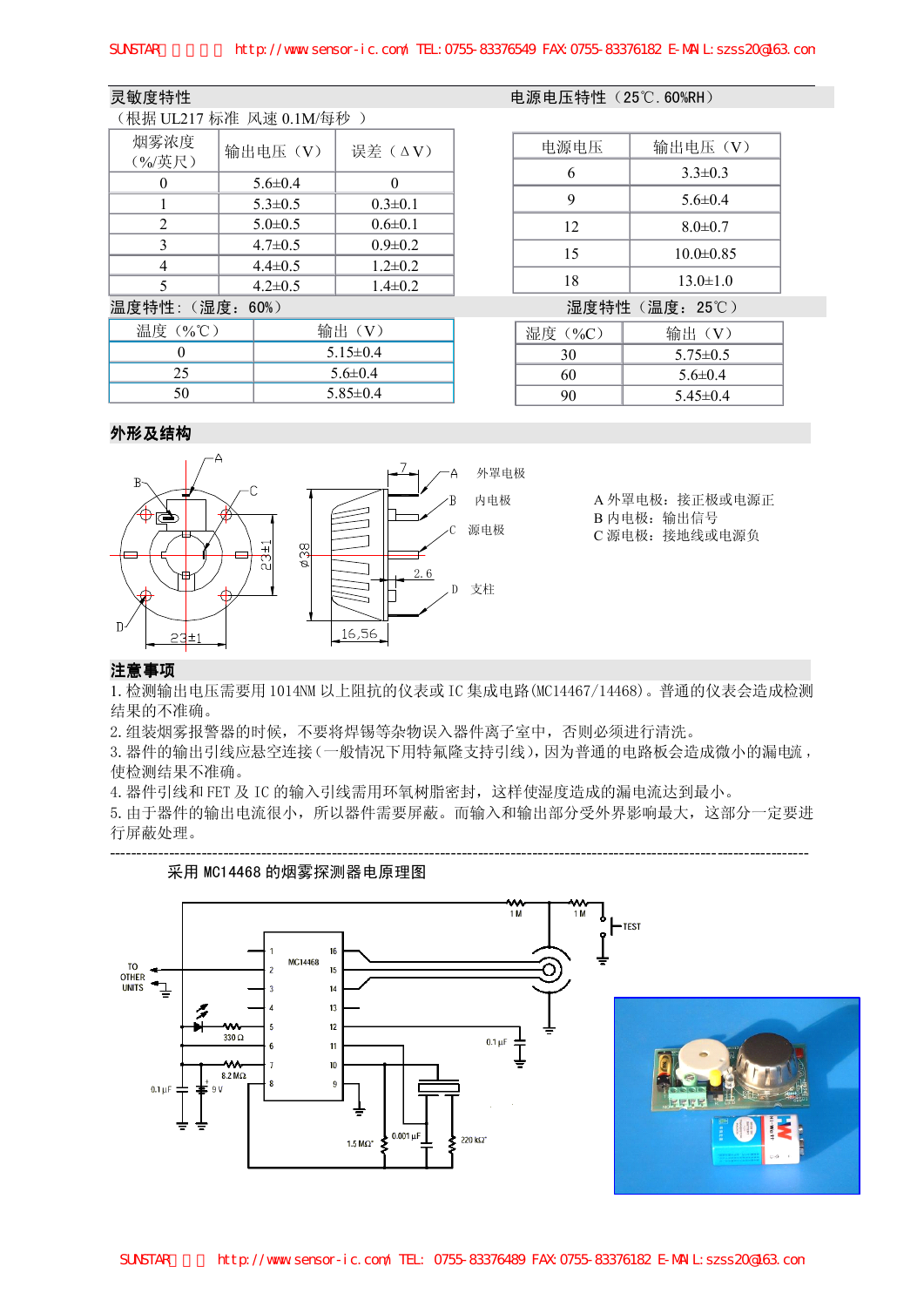## 灵敏度特性

（根据 UL217 标准 风速 0.1M/每秒 ）

| 烟雾浓度（%/英尺） | 输出电压（V） | 误差（ΔV） |
|---|---|---|
| 0 | 5.6±0.4 | 0 |
| 1 | 5.3±0.5 | 0.3±0.1 |
| 2 | 5.0±0.5 | 0.6±0.1 |
| 3 | 4.7±0.5 | 0.9±0.2 |
| 4 | 4.4±0.5 | 1.2±0.2 |
| 5 | 4.2±0.5 | 1.4±0.2 |

## 电源电压特性（25℃. 60%RH）

| 电源电压 | 输出电压（V） |
|---|---|
| 6 | 3.3±0.3 |
| 9 | 5.6±0.4 |
| 12 | 8.0±0.7 |
| 15 | 10.0±0.85 |
| 18 | 13.0±1.0 |

## 温度特性:（湿度：60%）

| 温度（%℃） | 输出（V） |
|---|---|
| 0 | 5.15±0.4 |
| 25 | 5.6±0.4 |
| 50 | 5.85±0.4 |

## 湿度特性（温度：25℃）

| 湿度（%C） | 输出（V） |
|---|---|
| 30 | 5.75±0.5 |
| 60 | 5.6±0.4 |
| 90 | 5.45±0.4 |

## 外形及结构

A 外罩电极　B 内电极　C 源电极　D 支柱

尺寸：23±1，23±1，φ38，7，2.6，16.56

A 外罩电极：接正极或电源正
B 内电极：输出信号
C 源电极：接地线或电源负

## 注意事项

1. 检测输出电压需要用 1014NM 以上阻抗的仪表或 IC 集成电路(MC14467/14468)。普通的仪表会造成检测结果的不准确。
2. 组装烟雾报警器的时候，不要将焊锡等杂物误入器件离子室中，否则必须进行清洗。
3. 器件的输出引线应悬空连接（一般情况下用特氟隆支持引线），因为普通的电路板会造成微小的漏电流，使检测结果不准确。
4. 器件引线和 FET 及 IC 的输入引线需用环氧树脂密封，这样使湿度造成的漏电流达到最小。
5. 由于器件的输出电流很小，所以器件需要屏蔽。而输入和输出部分受外界影响最大，这部分一定要进行屏蔽处理。

---

采用 MC14468 的烟雾探测器电原理图

(电路图标注：MC14468，1M，1M，TEST，TO OTHER UNITS，330Ω，8.2MΩ，0.1μF，9V，0.1μF，1.5MΩ，0.001μF，220kΩ)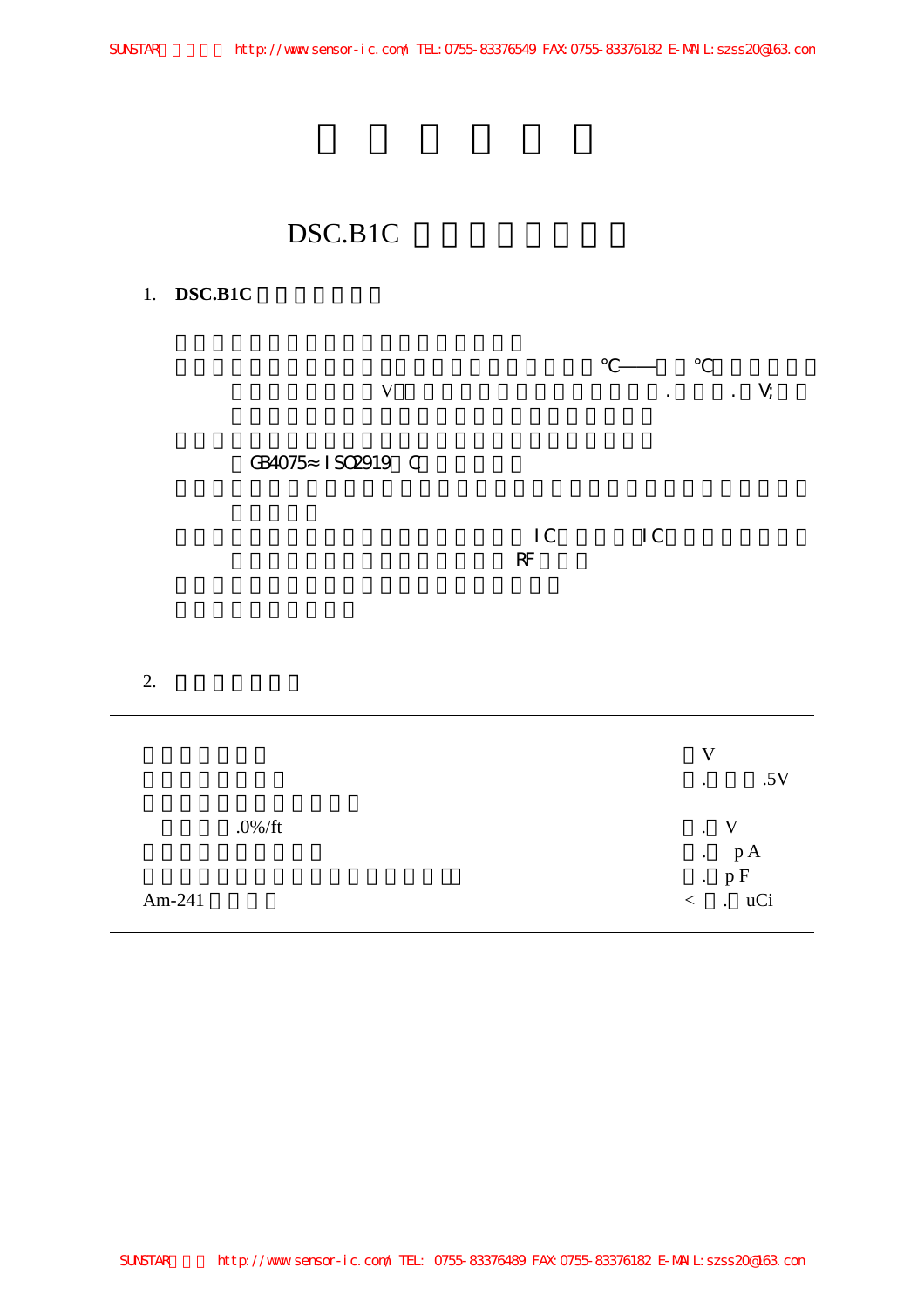## DSC.B1C

### 1. DSC.B1C

℃—— ℃

V . . V;

GB4075≈ ISO2919 C

IC IC

RF

### 2.

| | |
|---|---|
| | V |
| | . .5V |
| | |
| .0%/ft | . V |
| | . pA |
| | . pF |
| Am-241 | < . uCi |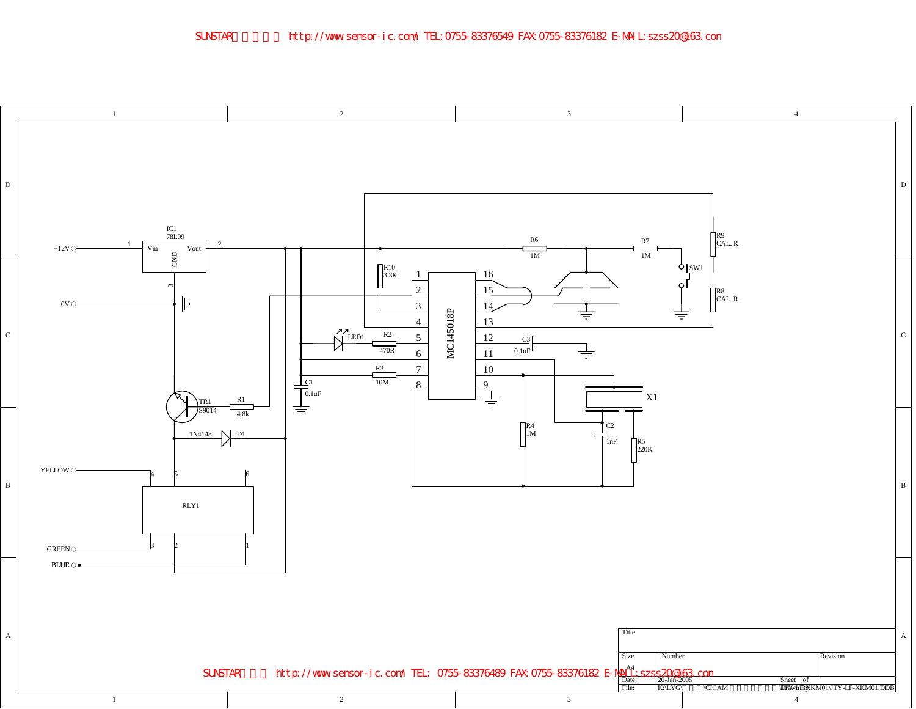SUNSTAR http://www.sensor-ic.com/ TEL:0755-83376549 FAX:0755-83376182 E-MAIL:szss20@163.con

IC1 78L09
1 Vin Vout 2
GND 3

+12V
0V

R10 3.3K
R6 1M
R7 1M
R9 CAL. R
R8 CAL. R
SW1

MC145018P

1 2 3 4 5 6 7 8
16 15 14 13 12 11 10 9

LED1
R2 470R
R3 10M
C1 0.1uF
C3 0.1uF
X1
C2 1nF
R4 1M
R5 220K

TR1 S9014
R1 4.8k
1N4148 D1

YELLOW
GREEN
BLUE

RLY1
4 5 6
3 2 1

| Title | | |
|---|---|---|
| Size A4 | Number | Revision |
| Date: 20-Jan-2005 | | Sheet of |
| File: K:\LYG\ \CICAM \JTY-LF-XKM01\JTY-LF-XKM01.DDB | | Drawn By: |

SUNSTAR http://www.sensor-ic.com/ TEL: 0755-83376489 FAX:0755-83376182 E-MAIL:szss20@163.con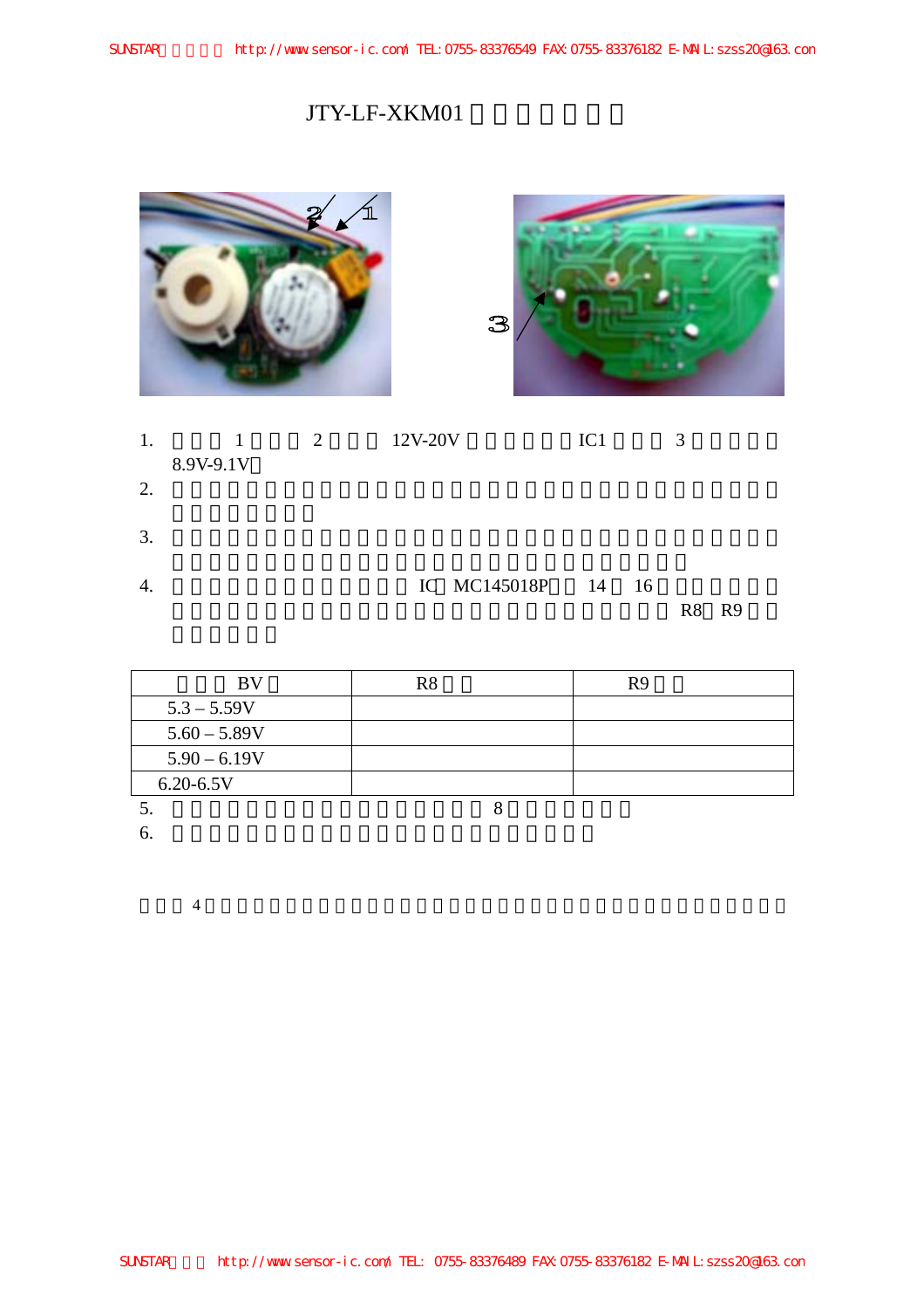# JTY-LF-XKM01

1. 1 2 12V-20V IC1 3 8.9V-9.1V
2.
3.
4. IC MC145018P 14 16 R8 R9

| BV | R8 | R9 |
|---|---|---|
| 5.3 – 5.59V | | |
| 5.60 – 5.89V | | |
| 5.90 – 6.19V | | |
| 6.20-6.5V | | |

5. 8
6.

4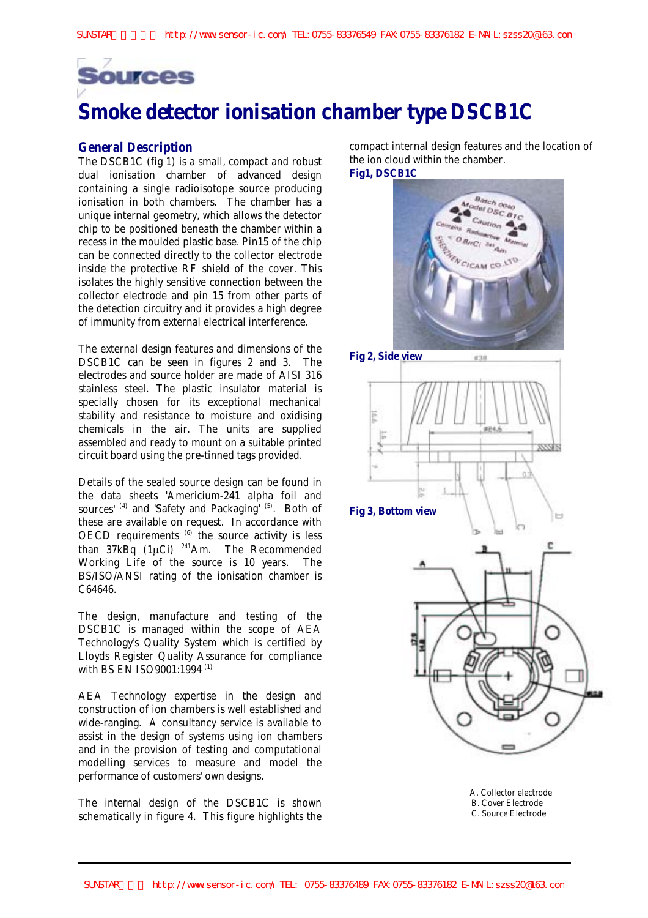# Smoke detector ionisation chamber type DSCB1C

## General Description

The DSCB1C (fig 1) is a small, compact and robust dual ionisation chamber of advanced design containing a single radioisotope source producing ionisation in both chambers. The chamber has a unique internal geometry, which allows the detector chip to be positioned beneath the chamber within a recess in the moulded plastic base. Pin15 of the chip can be connected directly to the collector electrode inside the protective RF shield of the cover. This isolates the highly sensitive connection between the collector electrode and pin 15 from other parts of the detection circuitry and it provides a high degree of immunity from external electrical interference.

The external design features and dimensions of the DSCB1C can be seen in figures 2 and 3. The electrodes and source holder are made of AISI 316 stainless steel. The plastic insulator material is specially chosen for its exceptional mechanical stability and resistance to moisture and oxidising chemicals in the air. The units are supplied assembled and ready to mount on a suitable printed circuit board using the pre-tinned tags provided.

Details of the sealed source design can be found in the data sheets 'Americium-241 alpha foil and sources' [4] and 'Safety and Packaging' [5]. Both of these are available on request. In accordance with OECD requirements [6] the source activity is less than 37kBq (1μCi) $^{241}$Am. The Recommended Working Life of the source is 10 years. The BS/ISO/ANSI rating of the ionisation chamber is C64646.

The design, manufacture and testing of the DSCB1C is managed within the scope of AEA Technology's Quality System which is certified by Lloyds Register Quality Assurance for compliance with BS EN ISO9001:1994 [1]

AEA Technology expertise in the design and construction of ion chambers is well established and wide-ranging. A consultancy service is available to assist in the design of systems using ion chambers and in the provision of testing and computational modelling services to measure and model the performance of customers' own designs.

The internal design of the DSCB1C is shown schematically in figure 4. This figure highlights the compact internal design features and the location of the ion cloud within the chamber.

**Fig1, DSCB1C**

**Fig 2, Side view**

**Fig 3, Bottom view**

A. Collector electrode
B. Cover Electrode
C. Source Electrode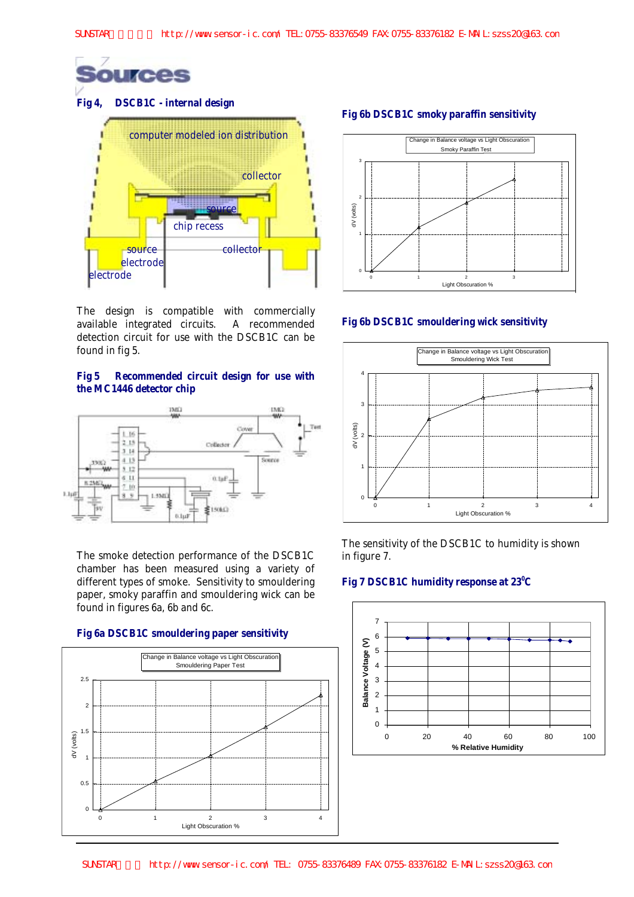## Fig 4, DSCB1C - internal design

The design is compatible with commercially available integrated circuits. A recommended detection circuit for use with the DSCB1C can be found in fig 5.

## Fig 5 Recommended circuit design for use with the MC1446 detector chip

The smoke detection performance of the DSCB1C chamber has been measured using a variety of different types of smoke. Sensitivity to smouldering paper, smoky paraffin and smouldering wick can be found in figures 6a, 6b and 6c.

## Fig 6a DSCB1C smouldering paper sensitivity

## Fig 6b DSCB1C smoky paraffin sensitivity

## Fig 6b DSCB1C smouldering wick sensitivity

The sensitivity of the DSCB1C to humidity is shown in figure 7.

## Fig 7 DSCB1C humidity response at 23$^0$C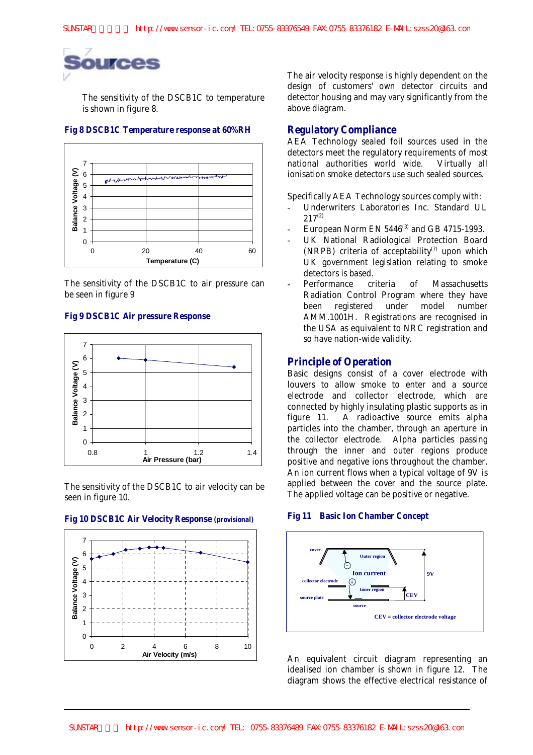The sensitivity of the DSCB1C to temperature is shown in figure 8.

**Fig 8 DSCB1C Temperature response at 60%RH**

The sensitivity of the DSCB1C to air pressure can be seen in figure 9

**Fig 9 DSCB1C Air pressure Response**

The sensitivity of the DSCB1C to air velocity can be seen in figure 10.

**Fig 10 DSCB1C Air Velocity Response (provisional)**

The air velocity response is highly dependent on the design of customers' own detector circuits and detector housing and may vary significantly from the above diagram.

## Regulatory Compliance

AEA Technology sealed foil sources used in the detectors meet the regulatory requirements of most national authorities world wide. Virtually all ionisation smoke detectors use such sealed sources.

Specifically AEA Technology sources comply with:

- Underwriters Laboratories Inc. Standard UL 217[2]
- European Norm EN 5446[3] and GB 4715-1993.
- UK National Radiological Protection Board (NRPB) criteria of acceptability[7] upon which UK government legislation relating to smoke detectors is based.
- Performance criteria of Massachusetts Radiation Control Program where they have been registered under model number AMM.1001H. Registrations are recognised in the USA as equivalent to NRC registration and so have nation-wide validity.

## Principle of Operation

Basic designs consist of a cover electrode with louvers to allow smoke to enter and a source electrode and collector electrode, which are connected by highly insulating plastic supports as in figure 11. A radioactive source emits alpha particles into the chamber, through an aperture in the collector electrode. Alpha particles passing through the inner and outer regions produce positive and negative ions throughout the chamber. An ion current flows when a typical voltage of 9V is applied between the cover and the source plate. The applied voltage can be positive or negative.

**Fig 11 Basic Ion Chamber Concept**

An equivalent circuit diagram representing an idealised ion chamber is shown in figure 12. The diagram shows the effective electrical resistance of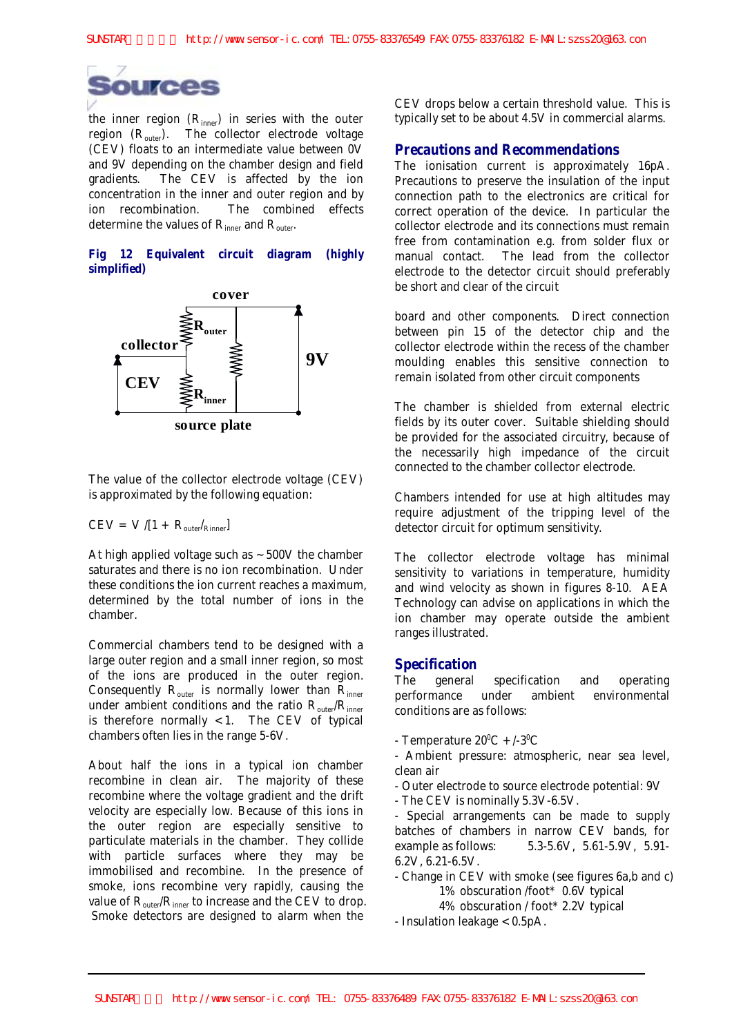the inner region ($R_{inner}$) in series with the outer region ($R_{outer}$). The collector electrode voltage (CEV) floats to an intermediate value between 0V and 9V depending on the chamber design and field gradients. The CEV is affected by the ion concentration in the inner and outer region and by ion recombination. The combined effects determine the values of $R_{inner}$ and $R_{outer}$.

**Fig 12 Equivalent circuit diagram (highly simplified)**

cover

collector

$R_{outer}$

CEV

$R_{inner}$

9V

source plate

The value of the collector electrode voltage (CEV) is approximated by the following equation:

$$CEV = V / [1 + R_{outer}/R_{inner}]$$

At high applied voltage such as ~500V the chamber saturates and there is no ion recombination. Under these conditions the ion current reaches a maximum, determined by the total number of ions in the chamber.

Commercial chambers tend to be designed with a large outer region and a small inner region, so most of the ions are produced in the outer region. Consequently $R_{outer}$ is normally lower than $R_{inner}$ under ambient conditions and the ratio $R_{outer}/R_{inner}$ is therefore normally <1. The CEV of typical chambers often lies in the range 5-6V.

About half the ions in a typical ion chamber recombine in clean air. The majority of these recombine where the voltage gradient and the drift velocity are especially low. Because of this ions in the outer region are especially sensitive to particulate materials in the chamber. They collide with particle surfaces where they may be immobilised and recombine. In the presence of smoke, ions recombine very rapidly, causing the value of $R_{outer}/R_{inner}$ to increase and the CEV to drop. Smoke detectors are designed to alarm when the CEV drops below a certain threshold value. This is typically set to be about 4.5V in commercial alarms.

## Precautions and Recommendations

The ionisation current is approximately 16pA. Precautions to preserve the insulation of the input connection path to the electronics are critical for correct operation of the device. In particular the collector electrode and its connections must remain free from contamination e.g. from solder flux or manual contact. The lead from the collector electrode to the detector circuit should preferably be short and clear of the circuit

board and other components. Direct connection between pin 15 of the detector chip and the collector electrode within the recess of the chamber moulding enables this sensitive connection to remain isolated from other circuit components

The chamber is shielded from external electric fields by its outer cover. Suitable shielding should be provided for the associated circuitry, because of the necessarily high impedance of the circuit connected to the chamber collector electrode.

Chambers intended for use at high altitudes may require adjustment of the tripping level of the detector circuit for optimum sensitivity.

The collector electrode voltage has minimal sensitivity to variations in temperature, humidity and wind velocity as shown in figures 8-10. AEA Technology can advise on applications in which the ion chamber may operate outside the ambient ranges illustrated.

## Specification

The general specification and operating performance under ambient environmental conditions are as follows:

- Temperature $20^0C$ +/-$3^0C$
- Ambient pressure: atmospheric, near sea level, clean air
- Outer electrode to source electrode potential: 9V
- The CEV is nominally 5.3V-6.5V.
- Special arrangements can be made to supply batches of chambers in narrow CEV bands, for example as follows: 5.3-5.6V, 5.61-5.9V, 5.91-6.2V, 6.21-6.5V.
- Change in CEV with smoke (see figures 6a,b and c)
  - 1% obscuration /foot* 0.6V typical
  - 4% obscuration / foot* 2.2V typical
- Insulation leakage <0.5pA.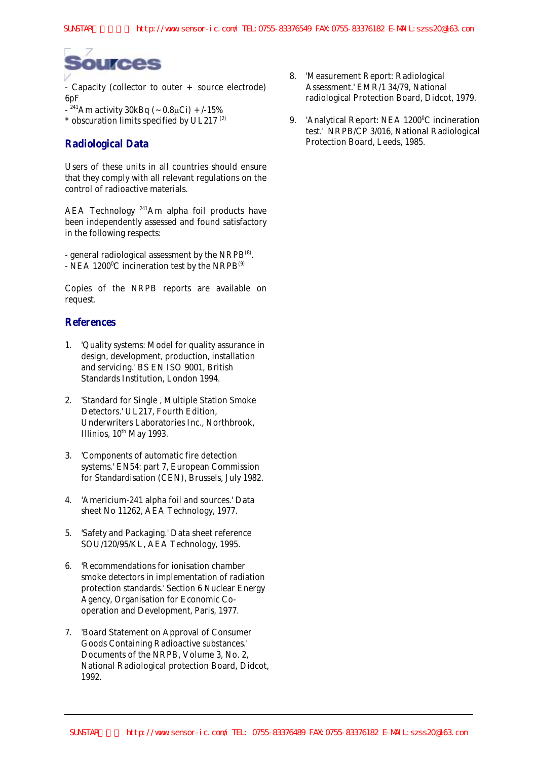- Capacity (collector to outer + source electrode) 6pF
- $^{241}$Am activity 30kBq (~0.8μCi) +/-15%
* obscuration limits specified by UL217 [2]

## Radiological Data

Users of these units in all countries should ensure that they comply with all relevant regulations on the control of radioactive materials.

AEA Technology $^{241}$Am alpha foil products have been independently assessed and found satisfactory in the following respects:

- general radiological assessment by the NRPB[8].
- NEA 1200$^0$C incineration test by the NRPB[9]

Copies of the NRPB reports are available on request.

## References

1. 'Quality systems: Model for quality assurance in design, development, production, installation and servicing.' BS EN ISO 9001, British Standards Institution, London 1994.

2. 'Standard for Single , Multiple Station Smoke Detectors.' UL217, Fourth Edition, Underwriters Laboratories Inc., Northbrook, Illinios, 10th May 1993.

3. 'Components of automatic fire detection systems.' EN54: part 7, European Commission for Standardisation (CEN), Brussels, July 1982.

4. 'Americium-241 alpha foil and sources.' Data sheet No 11262, AEA Technology, 1977.

5. 'Safety and Packaging.' Data sheet reference SOU/120/95/KL, AEA Technology, 1995.

6. 'Recommendations for ionisation chamber smoke detectors in implementation of radiation protection standards.' Section 6 Nuclear Energy Agency, Organisation for Economic Co-operation and Development, Paris, 1977.

7. 'Board Statement on Approval of Consumer Goods Containing Radioactive substances.' Documents of the NRPB, Volume 3, No. 2, National Radiological protection Board, Didcot, 1992.

8. 'Measurement Report: Radiological Assessment.' EMR/1 34/79, National radiological Protection Board, Didcot, 1979.

9. 'Analytical Report: NEA 1200$^0$C incineration test.' NRPB/CP 3/016, National Radiological Protection Board, Leeds, 1985.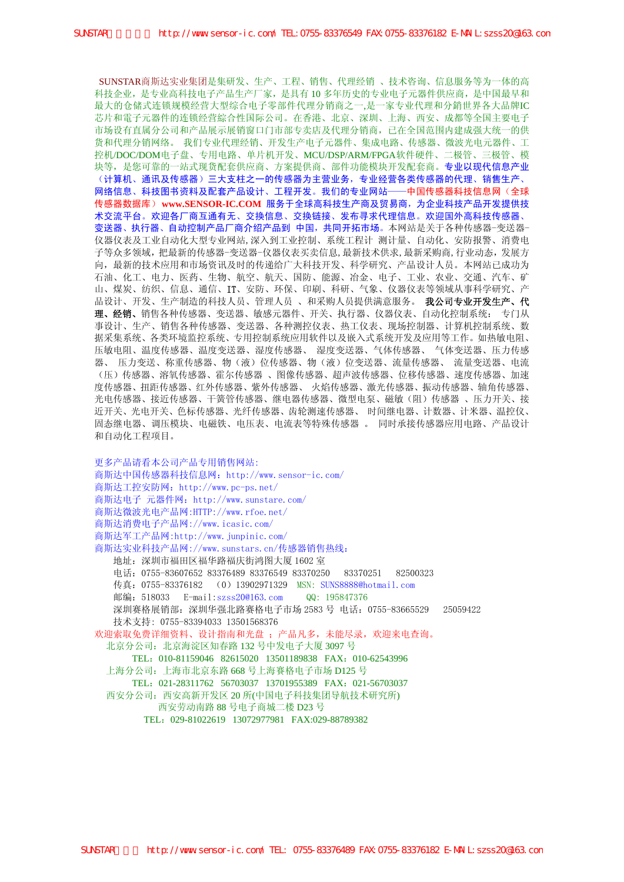SUNSTAR商斯达实业集团是集研发、生产、工程、销售、代理经销 、技术咨询、信息服务等为一体的高科技企业，是专业高科技电子产品生产厂家，是具有 10 多年历史的专业电子元器件供应商，是中国最早和最大的仓储式连锁规模经营大型综合电子零部件代理分销商之一,是一家专业代理和分銷世界各大品牌IC芯片和電子元器件的连锁经营綜合性国际公司。在香港、北京、深圳、上海、西安、成都等全国主要电子市场设有直属分公司和产品展示展销窗口门市部专卖店及代理分销商，已在全国范围内建成强大统一的供货和代理分销网络。 我们专业代理经销、开发生产电子元器件、集成电路、传感器、微波光电元器件、工控机/DOC/DOM电子盘、专用电路、单片机开发、MCU/DSP/ARM/FPGA软件硬件、二极管、三极管、模块等，是您可靠的一站式现货配套供应商、方案提供商、部件功能模块开发配套商。专业以现代信息产业（计算机、通讯及传感器）三大支柱之一的传感器为主营业务，专业经营各类传感器的代理、销售生产、网络信息、科技图书资料及配套产品设计、工程开发。我们的专业网站——中国传感器科技信息网（全球传感器数据库） **www.SENSOR-IC.COM** 服务于全球高科技生产商及贸易商，为企业科技产品开发提供技术交流平台。欢迎各厂商互通有无、交换信息、交换链接、发布寻求代理信息。欢迎国外高科技传感器、变送器、执行器、自动控制产品厂商介绍产品到 中国，共同开拓市场。本网站是关于各种传感器-变送器-仪器仪表及工业自动化大型专业网站,深入到工业控制、系统工程计 测计量、自动化、安防报警、消费电子等众多领域，把最新的传感器-变送器-仪器仪表买卖信息,最新技术供求,最新采购商,行业动态，发展方向，最新的技术应用和市场资讯及时的传递给广大科技开发、科学研究、产品设计人员。本网站已成功为石油、化工、电力、医药、生物、航空、航天、国防、能源、冶金、电子、工业、农业、交通、汽车、矿山、煤炭、纺织、信息、通信、IT、安防、环保、印刷、科研、气象、仪器仪表等领域从事科学研究、产品设计、开发、生产制造的科技人员、管理人员 、和采购人员提供满意服务。 **我公司专业开发生产、代理、经销**、销售各种传感器、变送器、敏感元器件、开关、执行器、仪器仪表、自动化控制系统： 专门从事设计、生产、销售各种传感器、变送器、各种测控仪表、热工仪表、现场控制器、计算机控制系统、数据采集系统、各类环境监控系统、专用控制系统应用软件以及嵌入式系统开发及应用等工作。如热敏电阻、压敏电阻、温度传感器、温度变送器、湿度传感器、 湿度变送器、气体传感器、 气体变送器、压力传感器、 压力变送、称重传感器、物（液）位传感器、物（液）位变送器、流量传感器、 流量变送器、电流（压）传感器、溶氧传感器、霍尔传感器 、图像传感器、超声波传感器、位移传感器、速度传感器、加速度传感器、扭距传感器、红外传感器、紫外传感器、 火焰传感器、激光传感器、振动传感器、轴角传感器、光电传感器、接近传感器、干簧管传感器、继电器传感器、微型电泵、磁敏（阻）传感器 、压力开关、接近开关、光电开关、色标传感器、光纤传感器、齿轮测速传感器、 时间继电器、计数器、计米器、温控仪、固态继电器、调压模块、电磁铁、电压表、电流表等特殊传感器 。 同时承接传感器应用电路、产品设计和自动化工程项目。

更多产品请看本公司产品专用销售网站:
商斯达中国传感器科技信息网：http://www.sensor-ic.com/
商斯达工控安防网：http://www.pc-ps.net/
商斯达电子 元器件网：http://www.sunstare.com/
商斯达微波光电产品网:HTTP://www.rfoe.net/
商斯达消费电子产品网://www.icasic.com/
商斯达军工产品网:http://www.junpinic.com/
商斯达实业科技产品网://www.sunstars.cn/传感器销售热线：

地址：深圳市福田区福华路福庆街鸿图大厦 1602 室
电话：0755-83607652 83376489 83376549 83370250 83370251 82500323
传真：0755-83376182 （0）13902971329 MSN: SUNS8888@hotmail.com
邮编：518033 E-mail:szss20@163.com QQ: 195847376
深圳赛格展销部：深圳华强北路赛格电子市场 2583 号 电话：0755-83665529 25059422
技术支持: 0755-83394033 13501568376

欢迎索取免费详细资料、设计指南和光盘 ；产品凡多，未能尽录，欢迎来电查询。

北京分公司：北京海淀区知春路 132 号中发电子大厦 3097 号
TEL：010-81159046 82615020 13501189838 FAX：010-62543996

上海分公司：上海市北京东路 668 号上海赛格电子市场 D125 号
TEL：021-28311762 56703037 13701955389 FAX：021-56703037

西安分公司：西安高新开发区 20 所(中国电子科技集团导航技术研究所)
西安劳动南路 88 号电子商城二楼 D23 号
TEL：029-81022619 13072977981 FAX:029-88789382